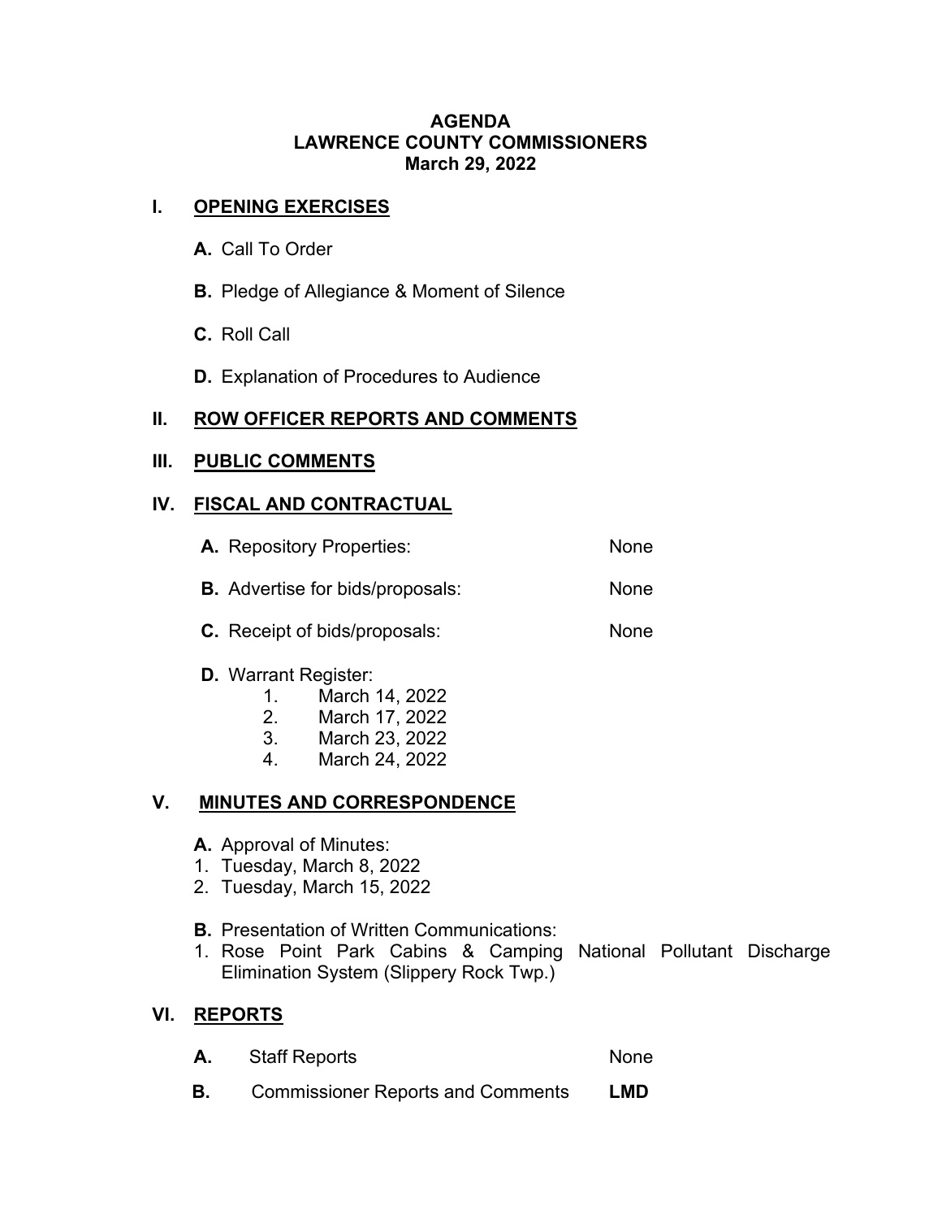# AGENDA
# LAWRENCE COUNTY COMMISSIONERS
# March 29, 2022

## I. OPENING EXERCISES

**A.** Call To Order

**B.** Pledge of Allegiance & Moment of Silence

**C.** Roll Call

**D.** Explanation of Procedures to Audience

## II. ROW OFFICER REPORTS AND COMMENTS

## III. PUBLIC COMMENTS

## IV. FISCAL AND CONTRACTUAL

**A.** Repository Properties: None

**B.** Advertise for bids/proposals: None

**C.** Receipt of bids/proposals: None

**D.** Warrant Register:
1. March 14, 2022
2. March 17, 2022
3. March 23, 2022
4. March 24, 2022

## V. MINUTES AND CORRESPONDENCE

**A.** Approval of Minutes:
1. Tuesday, March 8, 2022
2. Tuesday, March 15, 2022

**B.** Presentation of Written Communications:
1. Rose Point Park Cabins & Camping National Pollutant Discharge Elimination System (Slippery Rock Twp.)

## VI. REPORTS

**A.** Staff Reports None

**B.** Commissioner Reports and Comments **LMD**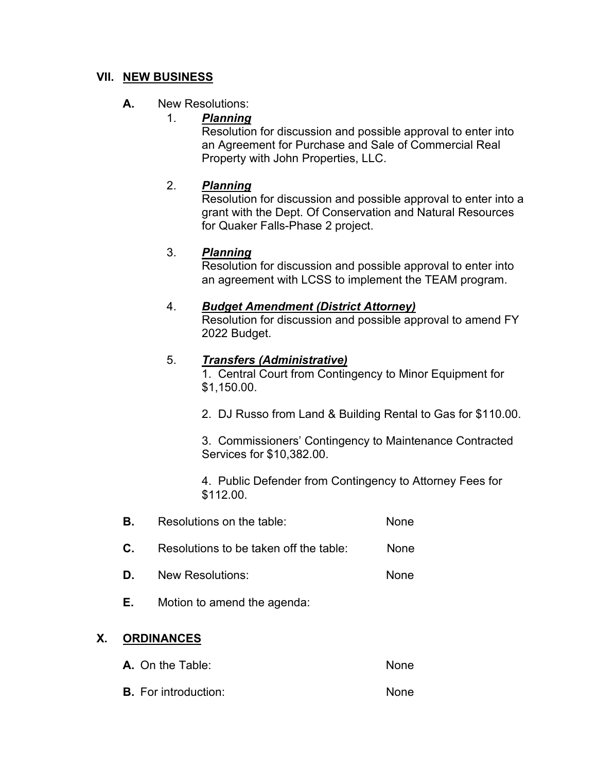## VII. NEW BUSINESS

**A.** New Resolutions:

1. ***Planning***

   Resolution for discussion and possible approval to enter into an Agreement for Purchase and Sale of Commercial Real Property with John Properties, LLC.

2. ***Planning***

   Resolution for discussion and possible approval to enter into a grant with the Dept. Of Conservation and Natural Resources for Quaker Falls-Phase 2 project.

3. ***Planning***

   Resolution for discussion and possible approval to enter into an agreement with LCSS to implement the TEAM program.

4. ***Budget Amendment (District Attorney)***

   Resolution for discussion and possible approval to amend FY 2022 Budget.

5. ***Transfers (Administrative)***

   1. Central Court from Contingency to Minor Equipment for $1,150.00.

   2. DJ Russo from Land & Building Rental to Gas for $110.00.

   3. Commissioners' Contingency to Maintenance Contracted Services for $10,382.00.

   4. Public Defender from Contingency to Attorney Fees for $112.00.

**B.** Resolutions on the table: None

**C.** Resolutions to be taken off the table: None

**D.** New Resolutions: None

**E.** Motion to amend the agenda:

## X. ORDINANCES

**A.** On the Table: None

**B.** For introduction: None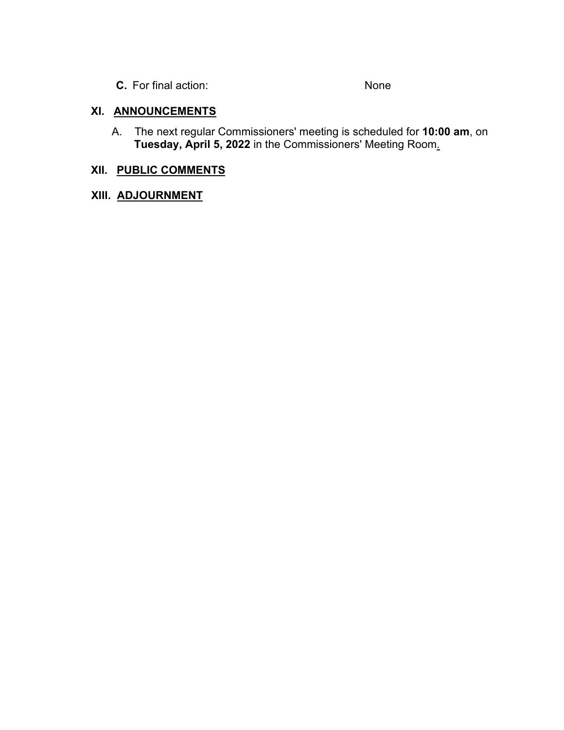**C.** For final action: None

## XI. ANNOUNCEMENTS

A. The next regular Commissioners' meeting is scheduled for **10:00 am**, on **Tuesday, April 5, 2022** in the Commissioners' Meeting Room.

## XII. PUBLIC COMMENTS

## XIII. ADJOURNMENT